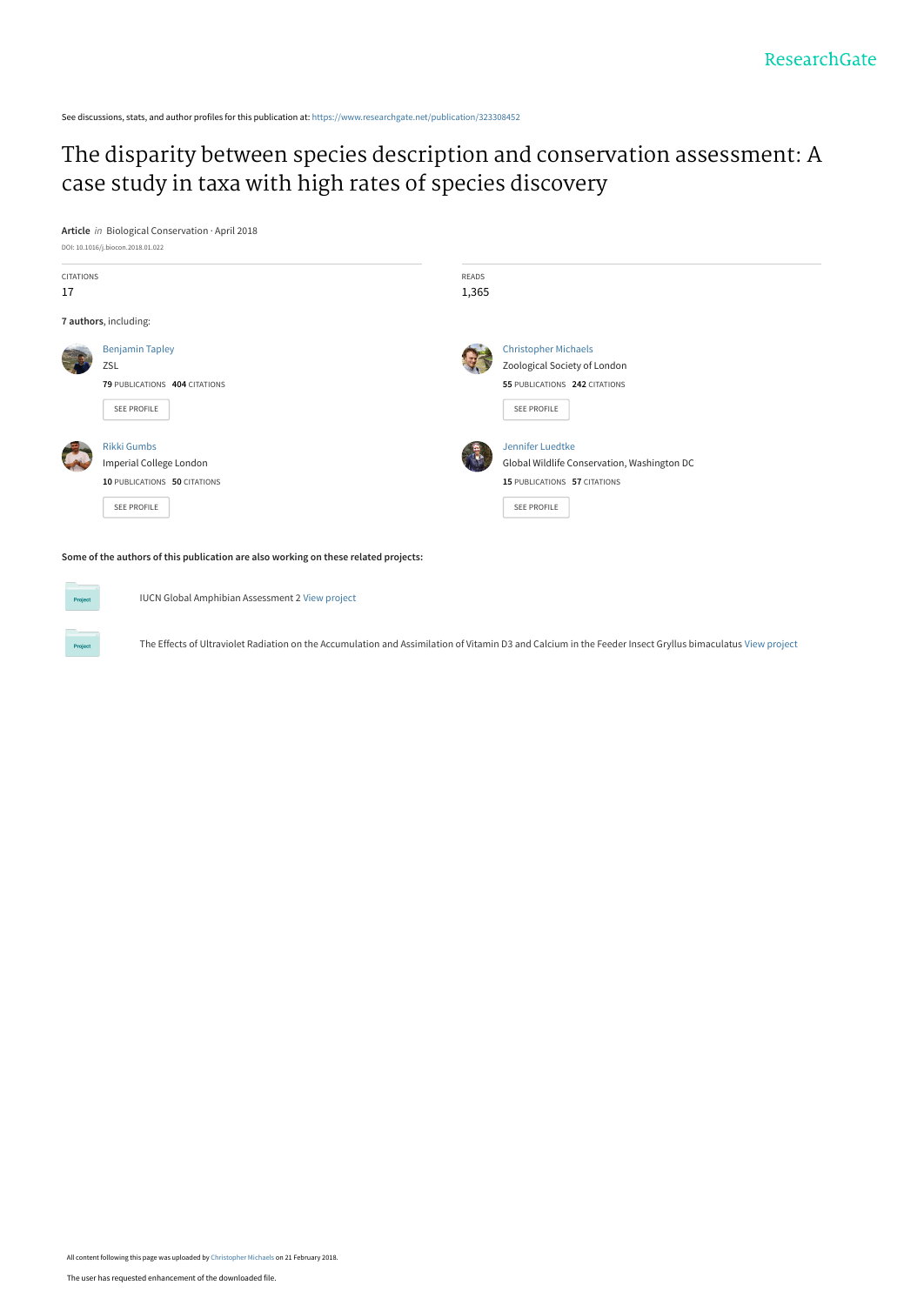See discussions, stats, and author profiles for this publication at: https://www.researchgate.net/publication/323308452

# The disparity between species description and conservation assessment: A case study in taxa with high rates of species discovery

**Article** *in* Biological Conservation · April 2018

DOI: 10.1016/j.biocon.2018.01.022

| CITATIONS | READS |
|---|---|
| 17 | 1,365 |

**7 authors**, including:

**Benjamin Tapley**
ZSL
79 PUBLICATIONS 404 CITATIONS
SEE PROFILE

**Christopher Michaels**
Zoological Society of London
55 PUBLICATIONS 242 CITATIONS
SEE PROFILE

**Rikki Gumbs**
Imperial College London
10 PUBLICATIONS 50 CITATIONS
SEE PROFILE

**Jennifer Luedtke**
Global Wildlife Conservation, Washington DC
15 PUBLICATIONS 57 CITATIONS
SEE PROFILE

**Some of the authors of this publication are also working on these related projects:**

- IUCN Global Amphibian Assessment 2 View project
- The Effects of Ultraviolet Radiation on the Accumulation and Assimilation of Vitamin D3 and Calcium in the Feeder Insect Gryllus bimaculatus View project

All content following this page was uploaded by Christopher Michaels on 21 February 2018.

The user has requested enhancement of the downloaded file.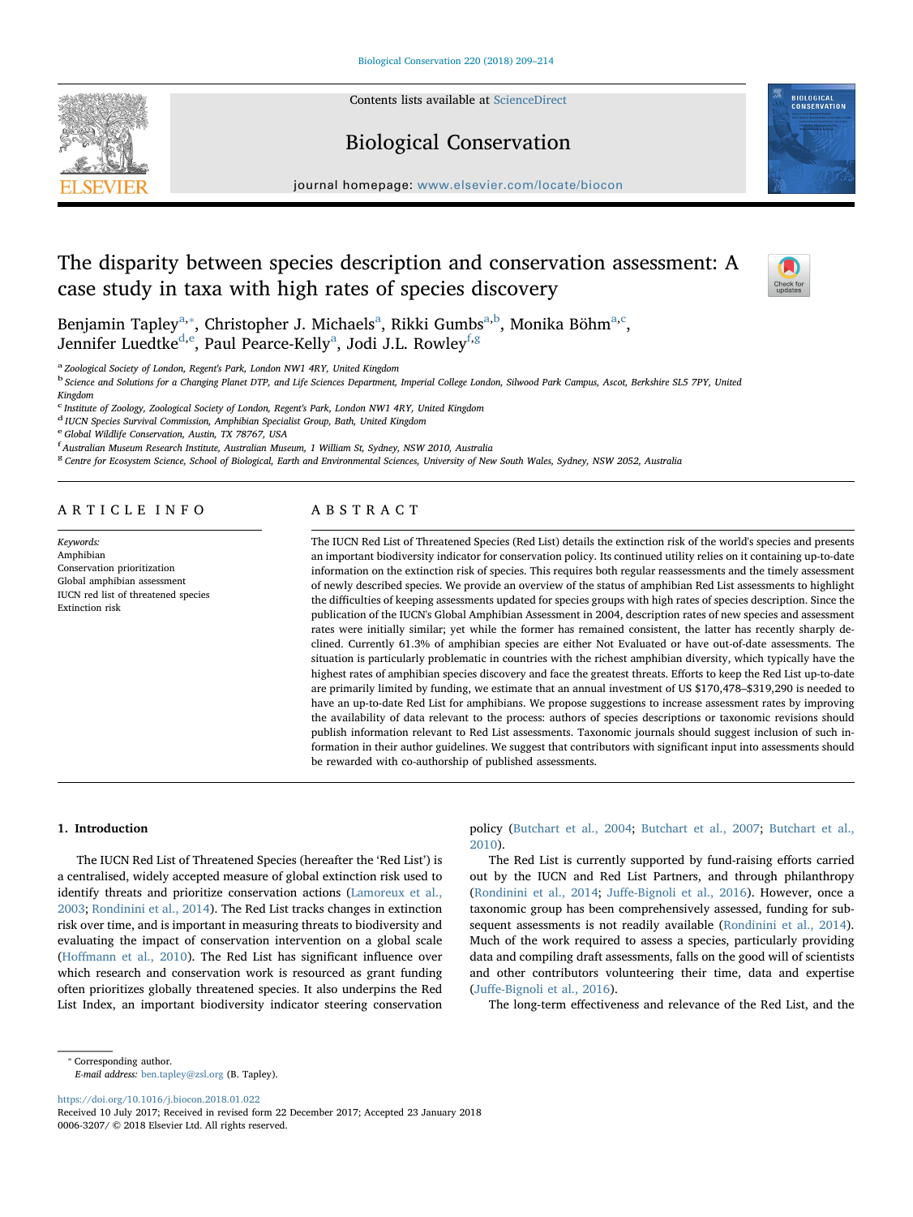# The disparity between species description and conservation assessment: A case study in taxa with high rates of species discovery

Benjamin Tapley[a,*], Christopher J. Michaels[a], Rikki Gumbs[a,b], Monika Böhm[a,c], Jennifer Luedtke[d,e], Paul Pearce-Kelly[a], Jodi J.L. Rowley[f,g]

[a] Zoological Society of London, Regent's Park, London NW1 4RY, United Kingdom
[b] Science and Solutions for a Changing Planet DTP, and Life Sciences Department, Imperial College London, Silwood Park Campus, Ascot, Berkshire SL5 7PY, United Kingdom
[c] Institute of Zoology, Zoological Society of London, Regent's Park, London NW1 4RY, United Kingdom
[d] IUCN Species Survival Commission, Amphibian Specialist Group, Bath, United Kingdom
[e] Global Wildlife Conservation, Austin, TX 78767, USA
[f] Australian Museum Research Institute, Australian Museum, 1 William St, Sydney, NSW 2010, Australia
[g] Centre for Ecosystem Science, School of Biological, Earth and Environmental Sciences, University of New South Wales, Sydney, NSW 2052, Australia

## ARTICLE INFO

*Keywords:*
Amphibian
Conservation prioritization
Global amphibian assessment
IUCN red list of threatened species
Extinction risk

## ABSTRACT

The IUCN Red List of Threatened Species (Red List) details the extinction risk of the world's species and presents an important biodiversity indicator for conservation policy. Its continued utility relies on it containing up-to-date information on the extinction risk of species. This requires both regular reassessments and the timely assessment of newly described species. We provide an overview of the status of amphibian Red List assessments to highlight the difficulties of keeping assessments updated for species groups with high rates of species description. Since the publication of the IUCN's Global Amphibian Assessment in 2004, description rates of new species and assessment rates were initially similar; yet while the former has remained consistent, the latter has recently sharply declined. Currently 61.3% of amphibian species are either Not Evaluated or have out-of-date assessments. The situation is particularly problematic in countries with the richest amphibian diversity, which typically have the highest rates of amphibian species discovery and face the greatest threats. Efforts to keep the Red List up-to-date are primarily limited by funding, we estimate that an annual investment of US $170,478–$319,290 is needed to have an up-to-date Red List for amphibians. We propose suggestions to increase assessment rates by improving the availability of data relevant to the process: authors of species descriptions or taxonomic revisions should publish information relevant to Red List assessments. Taxonomic journals should suggest inclusion of such information in their author guidelines. We suggest that contributors with significant input into assessments should be rewarded with co-authorship of published assessments.

## 1. Introduction

The IUCN Red List of Threatened Species (hereafter the 'Red List') is a centralised, widely accepted measure of global extinction risk used to identify threats and prioritize conservation actions (Lamoreux et al., 2003; Rondinini et al., 2014). The Red List tracks changes in extinction risk over time, and is important in measuring threats to biodiversity and evaluating the impact of conservation intervention on a global scale (Hoffmann et al., 2010). The Red List has significant influence over which research and conservation work is resourced as grant funding often prioritizes globally threatened species. It also underpins the Red List Index, an important biodiversity indicator steering conservation policy (Butchart et al., 2004; Butchart et al., 2007; Butchart et al., 2010).

The Red List is currently supported by fund-raising efforts carried out by the IUCN and Red List Partners, and through philanthropy (Rondinini et al., 2014; Juffe-Bignoli et al., 2016). However, once a taxonomic group has been comprehensively assessed, funding for subsequent assessments is not readily available (Rondinini et al., 2014). Much of the work required to assess a species, particularly providing data and compiling draft assessments, falls on the good will of scientists and other contributors volunteering their time, data and expertise (Juffe-Bignoli et al., 2016).

The long-term effectiveness and relevance of the Red List, and the

* Corresponding author.
*E-mail address:* ben.tapley@zsl.org (B. Tapley).

https://doi.org/10.1016/j.biocon.2018.01.022
Received 10 July 2017; Received in revised form 22 December 2017; Accepted 23 January 2018
0006-3207/ © 2018 Elsevier Ltd. All rights reserved.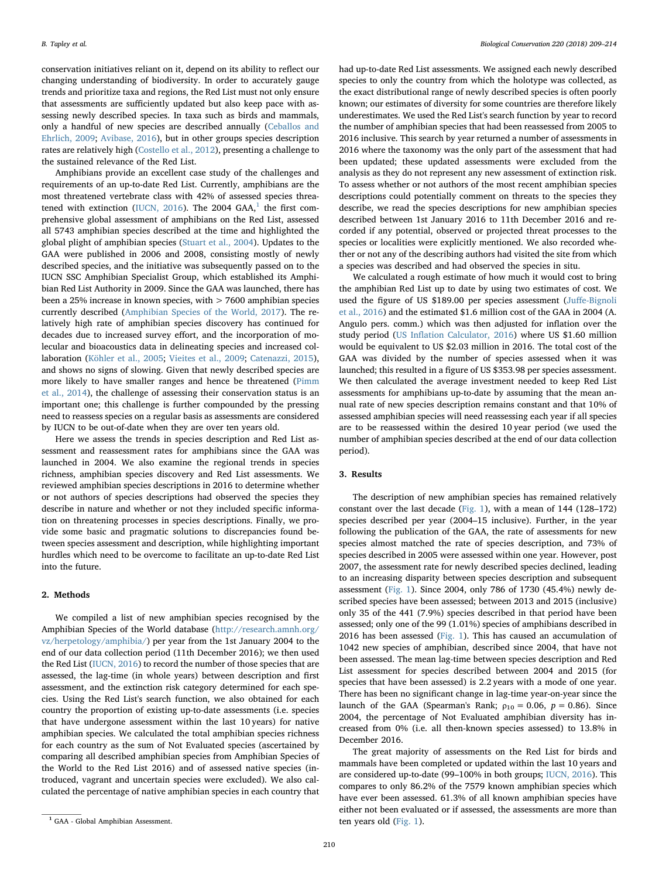conservation initiatives reliant on it, depend on its ability to reflect our changing understanding of biodiversity. In order to accurately gauge trends and prioritize taxa and regions, the Red List must not only ensure that assessments are sufficiently updated but also keep pace with assessing newly described species. In taxa such as birds and mammals, only a handful of new species are described annually (Ceballos and Ehrlich, 2009; Avibase, 2016), but in other groups species description rates are relatively high (Costello et al., 2012), presenting a challenge to the sustained relevance of the Red List.

Amphibians provide an excellent case study of the challenges and requirements of an up-to-date Red List. Currently, amphibians are the most threatened vertebrate class with 42% of assessed species threatened with extinction (IUCN, 2016). The 2004 GAA,[1] the first comprehensive global assessment of amphibians on the Red List, assessed all 5743 amphibian species described at the time and highlighted the global plight of amphibian species (Stuart et al., 2004). Updates to the GAA were published in 2006 and 2008, consisting mostly of newly described species, and the initiative was subsequently passed on to the IUCN SSC Amphibian Specialist Group, which established its Amphibian Red List Authority in 2009. Since the GAA was launched, there has been a 25% increase in known species, with > 7600 amphibian species currently described (Amphibian Species of the World, 2017). The relatively high rate of amphibian species discovery has continued for decades due to increased survey effort, and the incorporation of molecular and bioacoustics data in delineating species and increased collaboration (Köhler et al., 2005; Vieites et al., 2009; Catenazzi, 2015), and shows no signs of slowing. Given that newly described species are more likely to have smaller ranges and hence be threatened (Pimm et al., 2014), the challenge of assessing their conservation status is an important one; this challenge is further compounded by the pressing need to reassess species on a regular basis as assessments are considered by IUCN to be out-of-date when they are over ten years old.

Here we assess the trends in species description and Red List assessment and reassessment rates for amphibians since the GAA was launched in 2004. We also examine the regional trends in species richness, amphibian species discovery and Red List assessments. We reviewed amphibian species descriptions in 2016 to determine whether or not authors of species descriptions had observed the species they describe in nature and whether or not they included specific information on threatening processes in species descriptions. Finally, we provide some basic and pragmatic solutions to discrepancies found between species assessment and description, while highlighting important hurdles which need to be overcome to facilitate an up-to-date Red List into the future.

## 2. Methods

We compiled a list of new amphibian species recognised by the Amphibian Species of the World database (http://research.amnh.org/vz/herpetology/amphibia/) per year from the 1st January 2004 to the end of our data collection period (11th December 2016); we then used the Red List (IUCN, 2016) to record the number of those species that are assessed, the lag-time (in whole years) between description and first assessment, and the extinction risk category determined for each species. Using the Red List's search function, we also obtained for each country the proportion of existing up-to-date assessments (i.e. species that have undergone assessment within the last 10 years) for native amphibian species. We calculated the total amphibian species richness for each country as the sum of Not Evaluated species (ascertained by comparing all described amphibian species from Amphibian Species of the World to the Red List 2016) and of assessed native species (introduced, vagrant and uncertain species were excluded). We also calculated the percentage of native amphibian species in each country that had up-to-date Red List assessments. We assigned each newly described species to only the country from which the holotype was collected, as the exact distributional range of newly described species is often poorly known; our estimates of diversity for some countries are therefore likely underestimates. We used the Red List's search function by year to record the number of amphibian species that had been reassessed from 2005 to 2016 inclusive. This search by year returned a number of assessments in 2016 where the taxonomy was the only part of the assessment that had been updated; these updated assessments were excluded from the analysis as they do not represent any new assessment of extinction risk. To assess whether or not authors of the most recent amphibian species descriptions could potentially comment on threats to the species they describe, we read the species descriptions for new amphibian species described between 1st January 2016 to 11th December 2016 and recorded if any potential, observed or projected threat processes to the species or localities were explicitly mentioned. We also recorded whether or not any of the describing authors had visited the site from which a species was described and had observed the species in situ.

We calculated a rough estimate of how much it would cost to bring the amphibian Red List up to date by using two estimates of cost. We used the figure of US $189.00 per species assessment (Juffe-Bignoli et al., 2016) and the estimated $1.6 million cost of the GAA in 2004 (A. Angulo pers. comm.) which was then adjusted for inflation over the study period (US Inflation Calculator, 2016) where US $1.60 million would be equivalent to US $2.03 million in 2016. The total cost of the GAA was divided by the number of species assessed when it was launched; this resulted in a figure of US $353.98 per species assessment. We then calculated the average investment needed to keep Red List assessments for amphibians up-to-date by assuming that the mean annual rate of new species description remains constant and that 10% of assessed amphibian species will need reassessing each year if all species are to be reassessed within the desired 10 year period (we used the number of amphibian species described at the end of our data collection period).

## 3. Results

The description of new amphibian species has remained relatively constant over the last decade (Fig. 1), with a mean of 144 (128–172) species described per year (2004–15 inclusive). Further, in the year following the publication of the GAA, the rate of assessments for new species almost matched the rate of species description, and 73% of species described in 2005 were assessed within one year. However, post 2007, the assessment rate for newly described species declined, leading to an increasing disparity between species description and subsequent assessment (Fig. 1). Since 2004, only 786 of 1730 (45.4%) newly described species have been assessed; between 2013 and 2015 (inclusive) only 35 of the 441 (7.9%) species described in that period have been assessed; only one of the 99 (1.01%) species of amphibians described in 2016 has been assessed (Fig. 1). This has caused an accumulation of 1042 new species of amphibian, described since 2004, that have not been assessed. The mean lag-time between species description and Red List assessment for species described between 2004 and 2015 (for species that have been assessed) is 2.2 years with a mode of one year. There has been no significant change in lag-time year-on-year since the launch of the GAA (Spearman's Rank; $\rho_{10} = 0.06$, $p = 0.86$). Since 2004, the percentage of Not Evaluated amphibian diversity has increased from 0% (i.e. all then-known species assessed) to 13.8% in December 2016.

The great majority of assessments on the Red List for birds and mammals have been completed or updated within the last 10 years and are considered up-to-date (99–100% in both groups; IUCN, 2016). This compares to only 86.2% of the 7579 known amphibian species which have ever been assessed. 61.3% of all known amphibian species have either not been evaluated or if assessed, the assessments are more than ten years old (Fig. 1).

[1] GAA - Global Amphibian Assessment.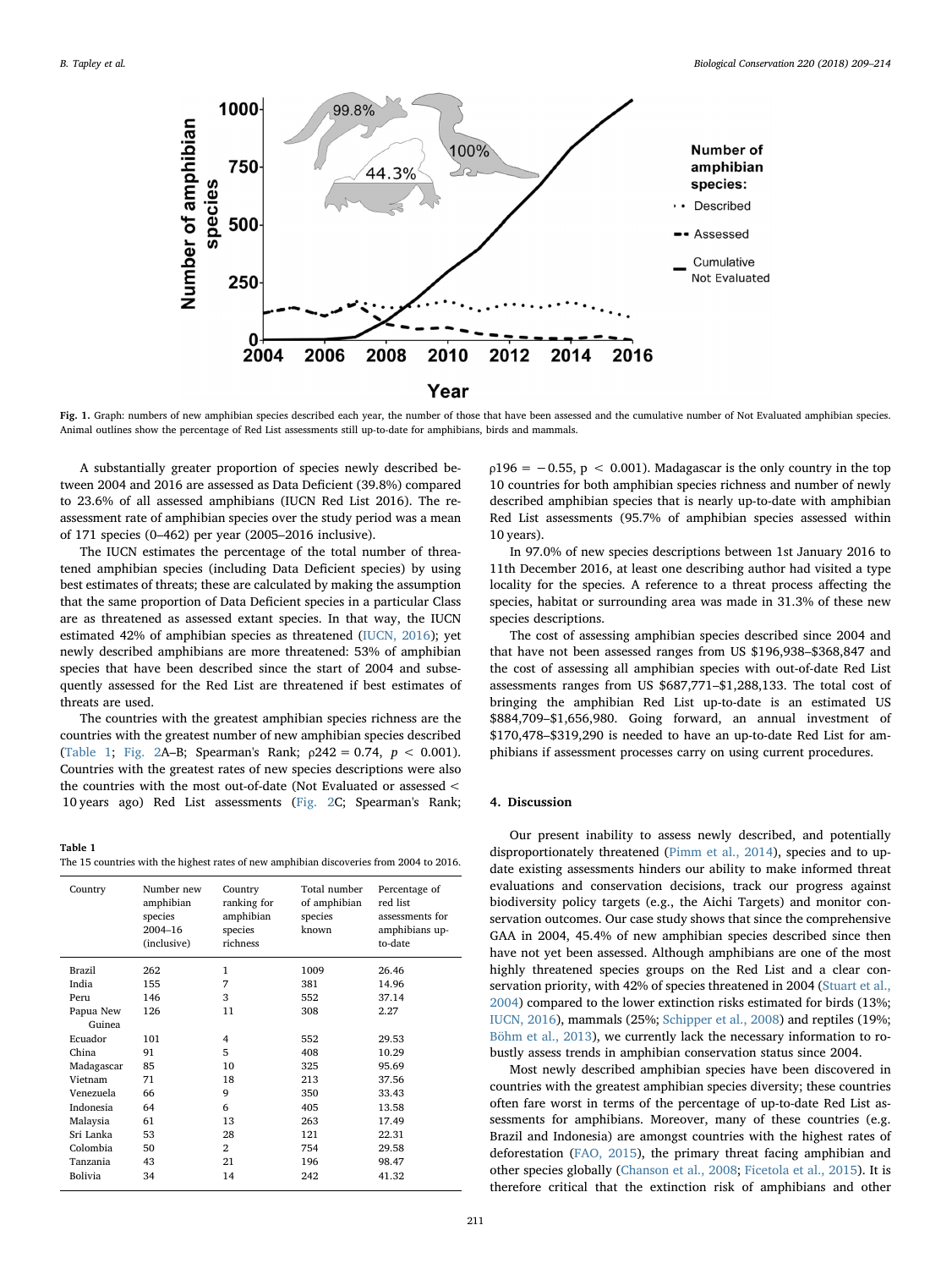Fig. 1. Graph: numbers of new amphibian species described each year, the number of those that have been assessed and the cumulative number of Not Evaluated amphibian species. Animal outlines show the percentage of Red List assessments still up-to-date for amphibians, birds and mammals.

A substantially greater proportion of species newly described between 2004 and 2016 are assessed as Data Deficient (39.8%) compared to 23.6% of all assessed amphibians (IUCN Red List 2016). The reassessment rate of amphibian species over the study period was a mean of 171 species (0–462) per year (2005–2016 inclusive).

The IUCN estimates the percentage of the total number of threatened amphibian species (including Data Deficient species) by using best estimates of threats; these are calculated by making the assumption that the same proportion of Data Deficient species in a particular Class are as threatened as assessed extant species. In that way, the IUCN estimated 42% of amphibian species as threatened (IUCN, 2016); yet newly described amphibians are more threatened: 53% of amphibian species that have been described since the start of 2004 and subsequently assessed for the Red List are threatened if best estimates of threats are used.

The countries with the greatest amphibian species richness are the countries with the greatest number of new amphibian species described (Table 1; Fig. 2A–B; Spearman's Rank; $\rho242 = 0.74$, $p < 0.001$). Countries with the greatest rates of new species descriptions were also the countries with the most out-of-date (Not Evaluated or assessed < 10 years ago) Red List assessments (Fig. 2C; Spearman's Rank; $\rho196 = -0.55$, $p < 0.001$). Madagascar is the only country in the top 10 countries for both amphibian species richness and number of newly described amphibian species that is nearly up-to-date with amphibian Red List assessments (95.7% of amphibian species assessed within 10 years).

In 97.0% of new species descriptions between 1st January 2016 to 11th December 2016, at least one describing author had visited a type locality for the species. A reference to a threat process affecting the species, habitat or surrounding area was made in 31.3% of these new species descriptions.

The cost of assessing amphibian species described since 2004 and that have not been assessed ranges from US $196,938–$368,847 and the cost of assessing all amphibian species with out-of-date Red List assessments ranges from US $687,771–$1,288,133. The total cost of bringing the amphibian Red List up-to-date is an estimated US $884,709–$1,656,980. Going forward, an annual investment of $170,478–$319,290 is needed to have an up-to-date Red List for amphibians if assessment processes carry on using current procedures.

**Table 1**
The 15 countries with the highest rates of new amphibian discoveries from 2004 to 2016.

| Country | Number new amphibian species 2004–16 (inclusive) | Country ranking for amphibian species richness | Total number of amphibian species known | Percentage of red list assessments for amphibians up-to-date |
|---|---|---|---|---|
| Brazil | 262 | 1 | 1009 | 26.46 |
| India | 155 | 7 | 381 | 14.96 |
| Peru | 146 | 3 | 552 | 37.14 |
| Papua New Guinea | 126 | 11 | 308 | 2.27 |
| Ecuador | 101 | 4 | 552 | 29.53 |
| China | 91 | 5 | 408 | 10.29 |
| Madagascar | 85 | 10 | 325 | 95.69 |
| Vietnam | 71 | 18 | 213 | 37.56 |
| Venezuela | 66 | 9 | 350 | 33.43 |
| Indonesia | 64 | 6 | 405 | 13.58 |
| Malaysia | 61 | 13 | 263 | 17.49 |
| Sri Lanka | 53 | 28 | 121 | 22.31 |
| Colombia | 50 | 2 | 754 | 29.58 |
| Tanzania | 43 | 21 | 196 | 98.47 |
| Bolivia | 34 | 14 | 242 | 41.32 |

## 4. Discussion

Our present inability to assess newly described, and potentially disproportionately threatened (Pimm et al., 2014), species and to update existing assessments hinders our ability to make informed threat evaluations and conservation decisions, track our progress against biodiversity policy targets (e.g., the Aichi Targets) and monitor conservation outcomes. Our case study shows that since the comprehensive GAA in 2004, 45.4% of new amphibian species described since then have not yet been assessed. Although amphibians are one of the most highly threatened species groups on the Red List and a clear conservation priority, with 42% of species threatened in 2004 (Stuart et al., 2004) compared to the lower extinction risks estimated for birds (13%; IUCN, 2016), mammals (25%; Schipper et al., 2008) and reptiles (19%; Böhm et al., 2013), we currently lack the necessary information to robustly assess trends in amphibian conservation status since 2004.

Most newly described amphibian species have been discovered in countries with the greatest amphibian species diversity; these countries often fare worst in terms of the percentage of up-to-date Red List assessments for amphibians. Moreover, many of these countries (e.g. Brazil and Indonesia) are amongst countries with the highest rates of deforestation (FAO, 2015), the primary threat facing amphibian and other species globally (Chanson et al., 2008; Ficetola et al., 2015). It is therefore critical that the extinction risk of amphibians and other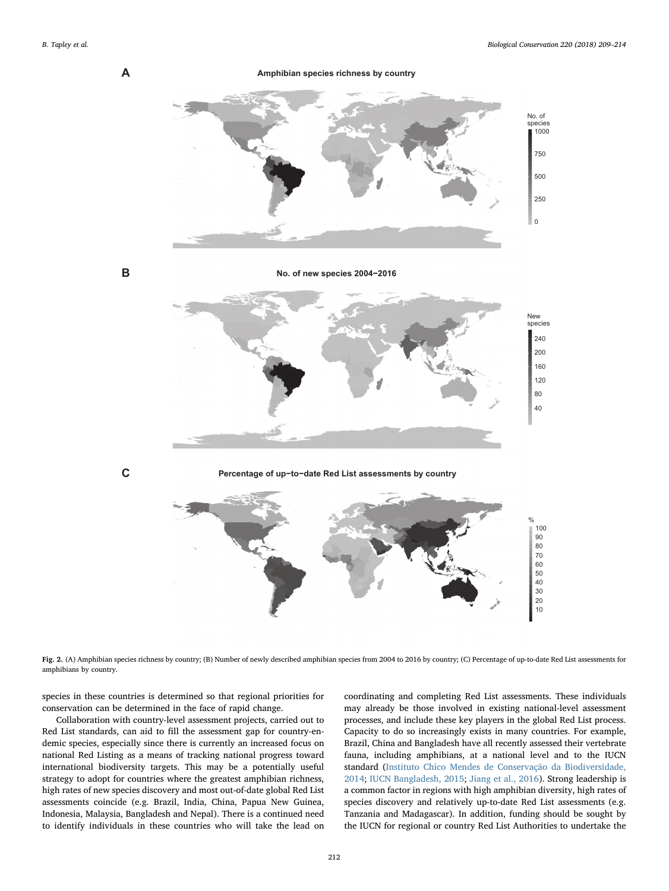Fig. 2. (A) Amphibian species richness by country; (B) Number of newly described amphibian species from 2004 to 2016 by country; (C) Percentage of up-to-date Red List assessments for amphibians by country.

species in these countries is determined so that regional priorities for conservation can be determined in the face of rapid change.

Collaboration with country-level assessment projects, carried out to Red List standards, can aid to fill the assessment gap for country-endemic species, especially since there is currently an increased focus on national Red Listing as a means of tracking national progress toward international biodiversity targets. This may be a potentially useful strategy to adopt for countries where the greatest amphibian richness, high rates of new species discovery and most out-of-date global Red List assessments coincide (e.g. Brazil, India, China, Papua New Guinea, Indonesia, Malaysia, Bangladesh and Nepal). There is a continued need to identify individuals in these countries who will take the lead on coordinating and completing Red List assessments. These individuals may already be those involved in existing national-level assessment processes, and include these key players in the global Red List process. Capacity to do so increasingly exists in many countries. For example, Brazil, China and Bangladesh have all recently assessed their vertebrate fauna, including amphibians, at a national level and to the IUCN standard (Instituto Chico Mendes de Conservação da Biodiversidade, 2014; IUCN Bangladesh, 2015; Jiang et al., 2016). Strong leadership is a common factor in regions with high amphibian diversity, high rates of species discovery and relatively up-to-date Red List assessments (e.g. Tanzania and Madagascar). In addition, funding should be sought by the IUCN for regional or country Red List Authorities to undertake the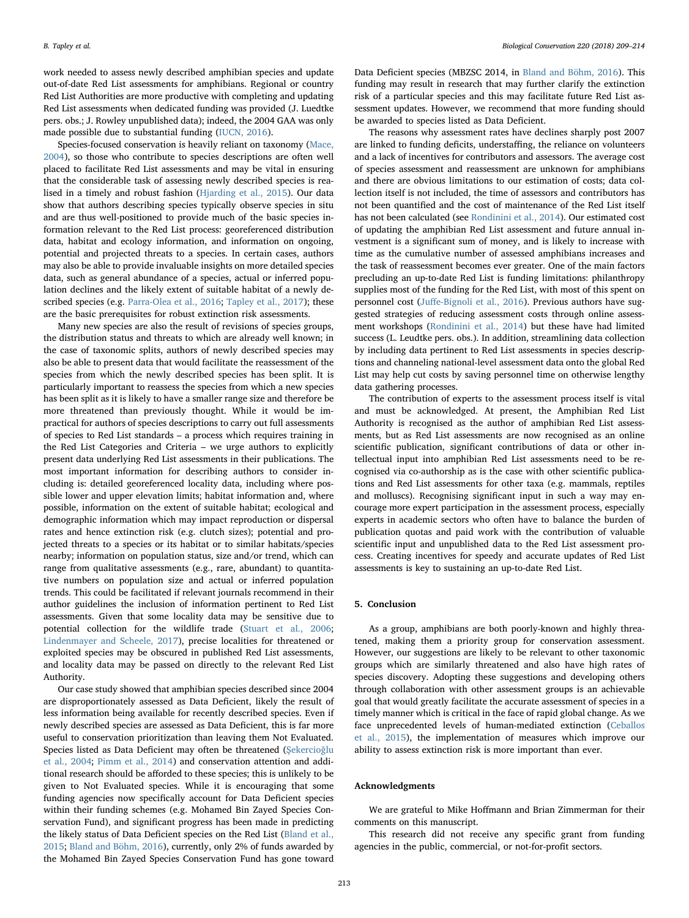work needed to assess newly described amphibian species and update out-of-date Red List assessments for amphibians. Regional or country Red List Authorities are more productive with completing and updating Red List assessments when dedicated funding was provided (J. Luedtke pers. obs.; J. Rowley unpublished data); indeed, the 2004 GAA was only made possible due to substantial funding (IUCN, 2016).

Species-focused conservation is heavily reliant on taxonomy (Mace, 2004), so those who contribute to species descriptions are often well placed to facilitate Red List assessments and may be vital in ensuring that the considerable task of assessing newly described species is realised in a timely and robust fashion (Hjarding et al., 2015). Our data show that authors describing species typically observe species in situ and are thus well-positioned to provide much of the basic species information relevant to the Red List process: georeferenced distribution data, habitat and ecology information, and information on ongoing, potential and projected threats to a species. In certain cases, authors may also be able to provide invaluable insights on more detailed species data, such as general abundance of a species, actual or inferred population declines and the likely extent of suitable habitat of a newly described species (e.g. Parra-Olea et al., 2016; Tapley et al., 2017); these are the basic prerequisites for robust extinction risk assessments.

Many new species are also the result of revisions of species groups, the distribution status and threats to which are already well known; in the case of taxonomic splits, authors of newly described species may also be able to present data that would facilitate the reassessment of the species from which the newly described species has been split. It is particularly important to reassess the species from which a new species has been split as it is likely to have a smaller range size and therefore be more threatened than previously thought. While it would be impractical for authors of species descriptions to carry out full assessments of species to Red List standards – a process which requires training in the Red List Categories and Criteria – we urge authors to explicitly present data underlying Red List assessments in their publications. The most important information for describing authors to consider including is: detailed georeferenced locality data, including where possible lower and upper elevation limits; habitat information and, where possible, information on the extent of suitable habitat; ecological and demographic information which may impact reproduction or dispersal rates and hence extinction risk (e.g. clutch sizes); potential and projected threats to a species or its habitat or to similar habitats/species nearby; information on population status, size and/or trend, which can range from qualitative assessments (e.g., rare, abundant) to quantitative numbers on population size and actual or inferred population trends. This could be facilitated if relevant journals recommend in their author guidelines the inclusion of information pertinent to Red List assessments. Given that some locality data may be sensitive due to potential collection for the wildlife trade (Stuart et al., 2006; Lindenmayer and Scheele, 2017), precise localities for threatened or exploited species may be obscured in published Red List assessments, and locality data may be passed on directly to the relevant Red List Authority.

Our case study showed that amphibian species described since 2004 are disproportionately assessed as Data Deficient, likely the result of less information being available for recently described species. Even if newly described species are assessed as Data Deficient, this is far more useful to conservation prioritization than leaving them Not Evaluated. Species listed as Data Deficient may often be threatened (Şekercioğlu et al., 2004; Pimm et al., 2014) and conservation attention and additional research should be afforded to these species; this is unlikely to be given to Not Evaluated species. While it is encouraging that some funding agencies now specifically account for Data Deficient species within their funding schemes (e.g. Mohamed Bin Zayed Species Conservation Fund), and significant progress has been made in predicting the likely status of Data Deficient species on the Red List (Bland et al., 2015; Bland and Böhm, 2016), currently, only 2% of funds awarded by the Mohamed Bin Zayed Species Conservation Fund has gone toward Data Deficient species (MBZSC 2014, in Bland and Böhm, 2016). This funding may result in research that may further clarify the extinction risk of a particular species and this may facilitate future Red List assessment updates. However, we recommend that more funding should be awarded to species listed as Data Deficient.

The reasons why assessment rates have declines sharply post 2007 are linked to funding deficits, understaffing, the reliance on volunteers and a lack of incentives for contributors and assessors. The average cost of species assessment and reassessment are unknown for amphibians and there are obvious limitations to our estimation of costs; data collection itself is not included, the time of assessors and contributors has not been quantified and the cost of maintenance of the Red List itself has not been calculated (see Rondinini et al., 2014). Our estimated cost of updating the amphibian Red List assessment and future annual investment is a significant sum of money, and is likely to increase with time as the cumulative number of assessed amphibians increases and the task of reassessment becomes ever greater. One of the main factors precluding an up-to-date Red List is funding limitations: philanthropy supplies most of the funding for the Red List, with most of this spent on personnel cost (Juffe-Bignoli et al., 2016). Previous authors have suggested strategies of reducing assessment costs through online assessment workshops (Rondinini et al., 2014) but these have had limited success (L. Leudtke pers. obs.). In addition, streamlining data collection by including data pertinent to Red List assessments in species descriptions and channeling national-level assessment data onto the global Red List may help cut costs by saving personnel time on otherwise lengthy data gathering processes.

The contribution of experts to the assessment process itself is vital and must be acknowledged. At present, the Amphibian Red List Authority is recognised as the author of amphibian Red List assessments, but as Red List assessments are now recognised as an online scientific publication, significant contributions of data or other intellectual input into amphibian Red List assessments need to be recognised via co-authorship as is the case with other scientific publications and Red List assessments for other taxa (e.g. mammals, reptiles and molluscs). Recognising significant input in such a way may encourage more expert participation in the assessment process, especially experts in academic sectors who often have to balance the burden of publication quotas and paid work with the contribution of valuable scientific input and unpublished data to the Red List assessment process. Creating incentives for speedy and accurate updates of Red List assessments is key to sustaining an up-to-date Red List.

## 5. Conclusion

As a group, amphibians are both poorly-known and highly threatened, making them a priority group for conservation assessment. However, our suggestions are likely to be relevant to other taxonomic groups which are similarly threatened and also have high rates of species discovery. Adopting these suggestions and developing others through collaboration with other assessment groups is an achievable goal that would greatly facilitate the accurate assessment of species in a timely manner which is critical in the face of rapid global change. As we face unprecedented levels of human-mediated extinction (Ceballos et al., 2015), the implementation of measures which improve our ability to assess extinction risk is more important than ever.

## Acknowledgments

We are grateful to Mike Hoffmann and Brian Zimmerman for their comments on this manuscript.

This research did not receive any specific grant from funding agencies in the public, commercial, or not-for-profit sectors.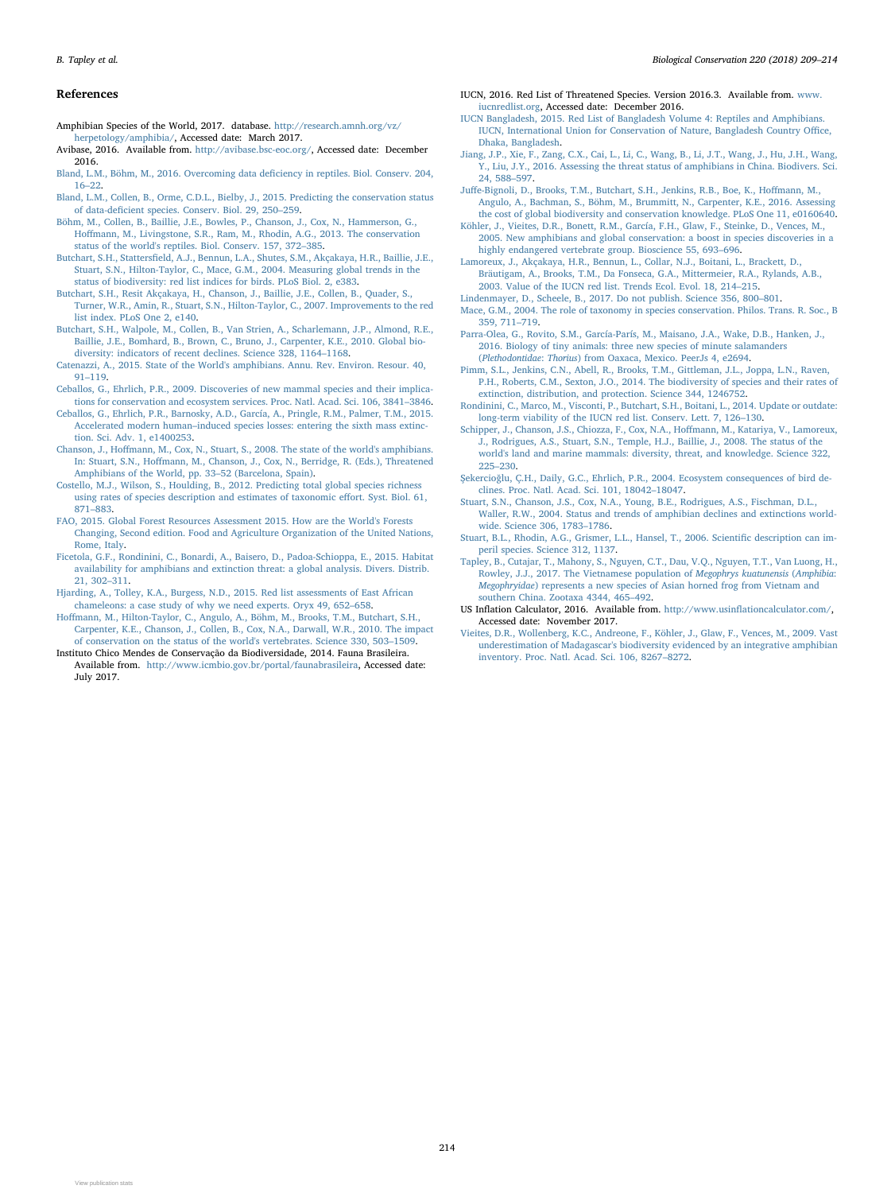## References

Amphibian Species of the World, 2017. database. http://research.amnh.org/vz/herpetology/amphibia/, Accessed date: March 2017.

Avibase, 2016. Available from. http://avibase.bsc-eoc.org/, Accessed date: December 2016.

Bland, L.M., Böhm, M., 2016. Overcoming data deficiency in reptiles. Biol. Conserv. 204, 16–22.

Bland, L.M., Collen, B., Orme, C.D.L., Bielby, J., 2015. Predicting the conservation status of data-deficient species. Conserv. Biol. 29, 250–259.

Böhm, M., Collen, B., Baillie, J.E., Bowles, P., Chanson, J., Cox, N., Hammerson, G., Hoffmann, M., Livingstone, S.R., Ram, M., Rhodin, A.G., 2013. The conservation status of the world's reptiles. Biol. Conserv. 157, 372–385.

Butchart, S.H., Stattersfield, A.J., Bennun, L.A., Shutes, S.M., Akçakaya, H.R., Baillie, J.E., Stuart, S.N., Hilton-Taylor, C., Mace, G.M., 2004. Measuring global trends in the status of biodiversity: red list indices for birds. PLoS Biol. 2, e383.

Butchart, S.H., Resit Akçakaya, H., Chanson, J., Baillie, J.E., Collen, B., Quader, S., Turner, W.R., Amin, R., Stuart, S.N., Hilton-Taylor, C., 2007. Improvements to the red list index. PLoS One 2, e140.

Butchart, S.H., Walpole, M., Collen, B., Van Strien, A., Scharlemann, J.P., Almond, R.E., Baillie, J.E., Bomhard, B., Brown, C., Bruno, J., Carpenter, K.E., 2010. Global biodiversity: indicators of recent declines. Science 328, 1164–1168.

Catenazzi, A., 2015. State of the World's amphibians. Annu. Rev. Environ. Resour. 40, 91–119.

Ceballos, G., Ehrlich, P.R., 2009. Discoveries of new mammal species and their implications for conservation and ecosystem services. Proc. Natl. Acad. Sci. 106, 3841–3846.

Ceballos, G., Ehrlich, P.R., Barnosky, A.D., García, A., Pringle, R.M., Palmer, T.M., 2015. Accelerated modern human–induced species losses: entering the sixth mass extinction. Sci. Adv. 1, e1400253.

Chanson, J., Hoffmann, M., Cox, N., Stuart, S., 2008. The state of the world's amphibians. In: Stuart, S.N., Hoffmann, M., Chanson, J., Cox, N., Berridge, R. (Eds.), Threatened Amphibians of the World, pp. 33–52 (Barcelona, Spain).

Costello, M.J., Wilson, S., Houlding, B., 2012. Predicting total global species richness using rates of species description and estimates of taxonomic effort. Syst. Biol. 61, 871–883.

FAO, 2015. Global Forest Resources Assessment 2015. How are the World's Forests Changing, Second edition. Food and Agriculture Organization of the United Nations, Rome, Italy.

Ficetola, G.F., Rondinini, C., Bonardi, A., Baisero, D., Padoa-Schioppa, E., 2015. Habitat availability for amphibians and extinction threat: a global analysis. Divers. Distrib. 21, 302–311.

Hjarding, A., Tolley, K.A., Burgess, N.D., 2015. Red list assessments of East African chameleons: a case study of why we need experts. Oryx 49, 652–658.

Hoffmann, M., Hilton-Taylor, C., Angulo, A., Böhm, M., Brooks, T.M., Butchart, S.H., Carpenter, K.E., Chanson, J., Collen, B., Cox, N.A., Darwall, W.R., 2010. The impact of conservation on the status of the world's vertebrates. Science 330, 503–1509.

Instituto Chico Mendes de Conservação da Biodiversidade, 2014. Fauna Brasileira. Available from. http://www.icmbio.gov.br/portal/faunabrasileira, Accessed date: July 2017.

IUCN, 2016. Red List of Threatened Species. Version 2016.3. Available from. www.iucnredlist.org, Accessed date: December 2016.

IUCN Bangladesh, 2015. Red List of Bangladesh Volume 4: Reptiles and Amphibians. IUCN, International Union for Conservation of Nature, Bangladesh Country Office, Dhaka, Bangladesh.

Jiang, J.P., Xie, F., Zang, C.X., Cai, L., Li, C., Wang, B., Li, J.T., Wang, J., Hu, J.H., Wang, Y., Liu, J.Y., 2016. Assessing the threat status of amphibians in China. Biodivers. Sci. 24, 588–597.

Juffe-Bignoli, D., Brooks, T.M., Butchart, S.H., Jenkins, R.B., Boe, K., Hoffmann, M., Angulo, A., Bachman, S., Böhm, M., Brummitt, N., Carpenter, K.E., 2016. Assessing the cost of global biodiversity and conservation knowledge. PLoS One 11, e0160640.

Köhler, J., Vieites, D.R., Bonett, R.M., García, F.H., Glaw, F., Steinke, D., Vences, M., 2005. New amphibians and global conservation: a boost in species discoveries in a highly endangered vertebrate group. Bioscience 55, 693–696.

Lamoreux, J., Akçakaya, H.R., Bennun, L., Collar, N.J., Boitani, L., Brackett, D., Bräutigam, A., Brooks, T.M., Da Fonseca, G.A., Mittermeier, R.A., Rylands, A.B., 2003. Value of the IUCN red list. Trends Ecol. Evol. 18, 214–215.

Lindenmayer, D., Scheele, B., 2017. Do not publish. Science 356, 800–801.

Mace, G.M., 2004. The role of taxonomy in species conservation. Philos. Trans. R. Soc., B 359, 711–719.

Parra-Olea, G., Rovito, S.M., García-París, M., Maisano, J.A., Wake, D.B., Hanken, J., 2016. Biology of tiny animals: three new species of minute salamanders (*Plethodontidae*: *Thorius*) from Oaxaca, Mexico. PeerJs 4, e2694.

Pimm, S.L., Jenkins, C.N., Abell, R., Brooks, T.M., Gittleman, J.L., Joppa, L.N., Raven, P.H., Roberts, C.M., Sexton, J.O., 2014. The biodiversity of species and their rates of extinction, distribution, and protection. Science 344, 1246752.

Rondinini, C., Marco, M., Visconti, P., Butchart, S.H., Boitani, L., 2014. Update or outdate: long-term viability of the IUCN red list. Conserv. Lett. 7, 126–130.

Schipper, J., Chanson, J.S., Chiozza, F., Cox, N.A., Hoffmann, M., Katariya, V., Lamoreux, J., Rodrigues, A.S., Stuart, S.N., Temple, H.J., Baillie, J., 2008. The status of the world's land and marine mammals: diversity, threat, and knowledge. Science 322, 225–230.

Şekercioğlu, Ç.H., Daily, G.C., Ehrlich, P.R., 2004. Ecosystem consequences of bird declines. Proc. Natl. Acad. Sci. 101, 18042–18047.

Stuart, S.N., Chanson, J.S., Cox, N.A., Young, B.E., Rodrigues, A.S., Fischman, D.L., Waller, R.W., 2004. Status and trends of amphibian declines and extinctions worldwide. Science 306, 1783–1786.

Stuart, B.L., Rhodin, A.G., Grismer, L.L., Hansel, T., 2006. Scientific description can imperil species. Science 312, 1137.

Tapley, B., Cutajar, T., Mahony, S., Nguyen, C.T., Dau, V.Q., Nguyen, T.T., Van Luong, H., Rowley, J.J., 2017. The Vietnamese population of *Megophrys kuatunensis* (*Amphibia*: *Megophryidae*) represents a new species of Asian horned frog from Vietnam and southern China. Zootaxa 4344, 465–492.

US Inflation Calculator, 2016. Available from. http://www.usinflationcalculator.com/, Accessed date: November 2017.

Vieites, D.R., Wollenberg, K.C., Andreone, F., Köhler, J., Glaw, F., Vences, M., 2009. Vast underestimation of Madagascar's biodiversity evidenced by an integrative amphibian inventory. Proc. Natl. Acad. Sci. 106, 8267–8272.